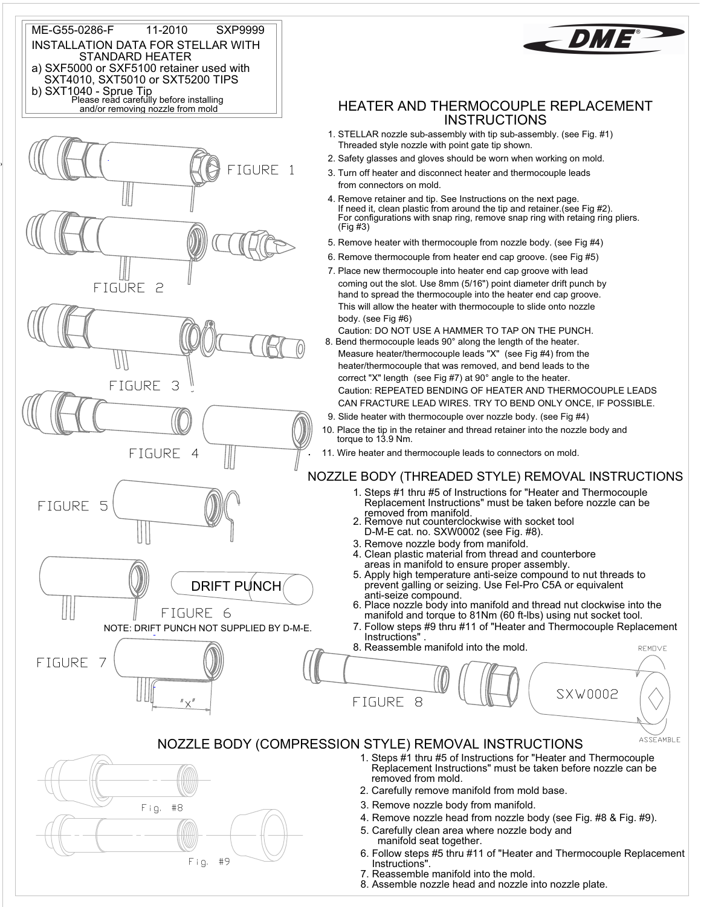ME-G55-0286-F 11-2010 SXP9999

INSTALLATION DATA FOR STELLAR WITH STANDARD HEATER

a) SXF5000 or SXF5100 retainer used with SXT4010, SXT5010 or SXT5200 TIPS

b) SXT1040 - Sprue Tip

Please read carefully before installing and/or removing nozzle from mold

DME

FIGURE 1

FIGURE 2

FIGURE 3

FIGURE 4

FIGURE 5

DRIFT PUNCH

FIGURE 6

NOTE: DRIFT PUNCH NOT SUPPLIED BY D-M-E.

FIGURE 7

"X"

# HEATER AND THERMOCOUPLE REPLACEMENT INSTRUCTIONS

1. STELLAR nozzle sub-assembly with tip sub-assembly. (see Fig. #1) Threaded style nozzle with point gate tip shown.
2. Safety glasses and gloves should be worn when working on mold.
3. Turn off heater and disconnect heater and thermocouple leads from connectors on mold.
4. Remove retainer and tip. See Instructions on the next page. If need it, clean plastic from around the tip and retainer.(see Fig #2). For configurations with snap ring, remove snap ring with retaing ring pliers. (Fig #3)
5. Remove heater with thermocouple from nozzle body. (see Fig #4)
6. Remove thermocouple from heater end cap groove. (see Fig #5)
7. Place new thermocouple into heater end cap groove with lead coming out the slot. Use 8mm (5/16") point diameter drift punch by hand to spread the thermocouple into the heater end cap groove. This will allow the heater with thermocouple to slide onto nozzle body. (see Fig #6)

   Caution: DO NOT USE A HAMMER TO TAP ON THE PUNCH.
8. Bend thermocouple leads 90° along the length of the heater. Measure heater/thermocouple leads "X" (see Fig #4) from the heater/thermocouple that was removed, and bend leads to the correct "X" length (see Fig #7) at 90° angle to the heater.

   Caution: REPEATED BENDING OF HEATER AND THERMOCOUPLE LEADS CAN FRACTURE LEAD WIRES. TRY TO BEND ONLY ONCE, IF POSSIBLE.
9. Slide heater with thermocouple over nozzle body. (see Fig #4)
10. Place the tip in the retainer and thread retainer into the nozzle body and torque to 13.9 Nm.
11. Wire heater and thermocouple leads to connectors on mold.

# NOZZLE BODY (THREADED STYLE) REMOVAL INSTRUCTIONS

1. Steps #1 thru #5 of Instructions for "Heater and Thermocouple Replacement Instructions" must be taken before nozzle can be removed from manifold.
2. Remove nut counterclockwise with socket tool D-M-E cat. no. SXW0002 (see Fig. #8).
3. Remove nozzle body from manifold.
4. Clean plastic material from thread and counterbore areas in manifold to ensure proper assembly.
5. Apply high temperature anti-seize compound to nut threads to prevent galling or seizing. Use Fel-Pro C5A or equivalent anti-seize compound.
6. Place nozzle body into manifold and thread nut clockwise into the manifold and torque to 81Nm (60 ft-lbs) using nut socket tool.
7. Follow steps #9 thru #11 of "Heater and Thermocouple Replacement Instructions" .
8. Reassemble manifold into the mold.

FIGURE 8

SXW0002

REMOVE

ASSEAMBLE

# NOZZLE BODY (COMPRESSION STYLE) REMOVAL INSTRUCTIONS

Fig. #8

Fig. #9

1. Steps #1 thru #5 of Instructions for "Heater and Thermocouple Replacement Instructions" must be taken before nozzle can be removed from mold.
2. Carefully remove manifold from mold base.
3. Remove nozzle body from manifold.
4. Remove nozzle head from nozzle body (see Fig. #8 & Fig. #9).
5. Carefully clean area where nozzle body and manifold seat together.
6. Follow steps #5 thru #11 of "Heater and Thermocouple Replacement Instructions".
7. Reassemble manifold into the mold.
8. Assemble nozzle head and nozzle into nozzle plate.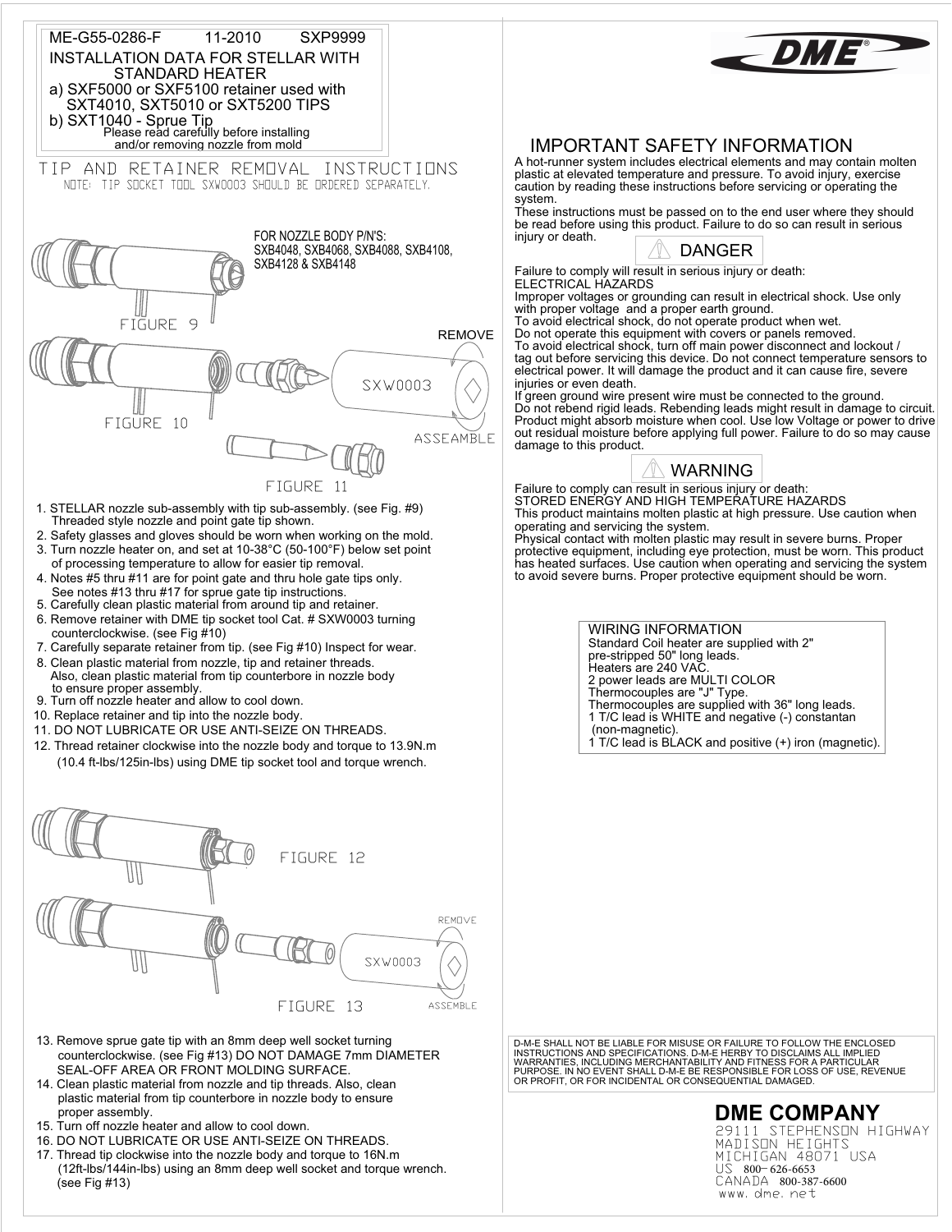ME-G55-0286-F 11-2010 SXP9999

INSTALLATION DATA FOR STELLAR WITH STANDARD HEATER
a) SXF5000 or SXF5100 retainer used with SXT4010, SXT5010 or SXT5200 TIPS
b) SXT1040 - Sprue Tip

Please read carefully before installing and/or removing nozzle from mold

## TIP AND RETAINER REMOVAL INSTRUCTIONS

NOTE: TIP SOCKET TOOL SXW0003 SHOULD BE ORDERED SEPARATELY.

FOR NOZZLE BODY P/N'S: SXB4048, SXB4068, SXB4088, SXB4108, SXB4128 & SXB4148

FIGURE 9

REMOVE

SXW0003

ASSEAMBLE

FIGURE 10

FIGURE 11

1. STELLAR nozzle sub-assembly with tip sub-assembly. (see Fig. #9) Threaded style nozzle and point gate tip shown.
2. Safety glasses and gloves should be worn when working on the mold.
3. Turn nozzle heater on, and set at 10-38°C (50-100°F) below set point of processing temperature to allow for easier tip removal.
4. Notes #5 thru #11 are for point gate and thru hole gate tips only. See notes #13 thru #17 for sprue gate tip instructions.
5. Carefully clean plastic material from around tip and retainer.
6. Remove retainer with DME tip socket tool Cat. # SXW0003 turning counterclockwise. (see Fig #10)
7. Carefully separate retainer from tip. (see Fig #10) Inspect for wear.
8. Clean plastic material from nozzle, tip and retainer threads. Also, clean plastic material from tip counterbore in nozzle body to ensure proper assembly.
9. Turn off nozzle heater and allow to cool down.
10. Replace retainer and tip into the nozzle body.
11. DO NOT LUBRICATE OR USE ANTI-SEIZE ON THREADS.
12. Thread retainer clockwise into the nozzle body and torque to 13.9N.m (10.4 ft-lbs/125in-lbs) using DME tip socket tool and torque wrench.

FIGURE 12

REMOVE

SXW0003

ASSEMBLE

FIGURE 13

13. Remove sprue gate tip with an 8mm deep well socket turning counterclockwise. (see Fig #13) DO NOT DAMAGE 7mm DIAMETER SEAL-OFF AREA OR FRONT MOLDING SURFACE.
14. Clean plastic material from nozzle and tip threads. Also, clean plastic material from tip counterbore in nozzle body to ensure proper assembly.
15. Turn off nozzle heater and allow to cool down.
16. DO NOT LUBRICATE OR USE ANTI-SEIZE ON THREADS.
17. Thread tip clockwise into the nozzle body and torque to 16N.m (12ft-lbs/144in-lbs) using an 8mm deep well socket and torque wrench. (see Fig #13)

DME®

## IMPORTANT SAFETY INFORMATION

A hot-runner system includes electrical elements and may contain molten plastic at elevated temperature and pressure. To avoid injury, exercise caution by reading these instructions before servicing or operating the system.
These instructions must be passed on to the end user where they should be read before using this product. Failure to do so can result in serious injury or death.

### ⚠ DANGER

Failure to comply will result in serious injury or death:
ELECTRICAL HAZARDS
Improper voltages or grounding can result in electrical shock. Use only with proper voltage and a proper earth ground.
To avoid electrical shock, do not operate product when wet.
Do not operate this equipment with covers or panels removed.
To avoid electrical shock, turn off main power disconnect and lockout / tag out before servicing this device. Do not connect temperature sensors to electrical power. It will damage the product and it can cause fire, severe injuries or even death.
If green ground wire present wire must be connected to the ground.
Do not rebend rigid leads. Rebending leads might result in damage to circuit.
Product might absorb moisture when cool. Use low Voltage or power to drive out residual moisture before applying full power. Failure to do so may cause damage to this product.

### ⚠ WARNING

Failure to comply can result in serious injury or death:
STORED ENERGY AND HIGH TEMPERATURE HAZARDS
This product maintains molten plastic at high pressure. Use caution when operating and servicing the system.
Physical contact with molten plastic may result in severe burns. Proper protective equipment, including eye protection, must be worn. This product has heated surfaces. Use caution when operating and servicing the system to avoid severe burns. Proper protective equipment should be worn.

WIRING INFORMATION
Standard Coil heater are supplied with 2" pre-stripped 50" long leads.
Heaters are 240 VAC.
2 power leads are MULTI COLOR
Thermocouples are "J" Type.
Thermocouples are supplied with 36" long leads.
1 T/C lead is WHITE and negative (-) constantan (non-magnetic).
1 T/C lead is BLACK and positive (+) iron (magnetic).

D-M-E SHALL NOT BE LIABLE FOR MISUSE OR FAILURE TO FOLLOW THE ENCLOSED INSTRUCTIONS AND SPECIFICATIONS. D-M-E HERBY TO DISCLAIMS ALL IMPLIED WARRANTIES, INCLUDING MERCHANTABILITY AND FITNESS FOR A PARTICULAR PURPOSE. IN NO EVENT SHALL D-M-E BE RESPONSIBLE FOR LOSS OF USE, REVENUE OR PROFIT, OR FOR INCIDENTAL OR CONSEQUENTIAL DAMAGED.

**DME COMPANY**
29111 STEPHENSON HIGHWAY
MADISON HEIGHTS
MICHIGAN 48071 USA
US 800-626-6653
CANADA 800-387-6600
www.dme.net